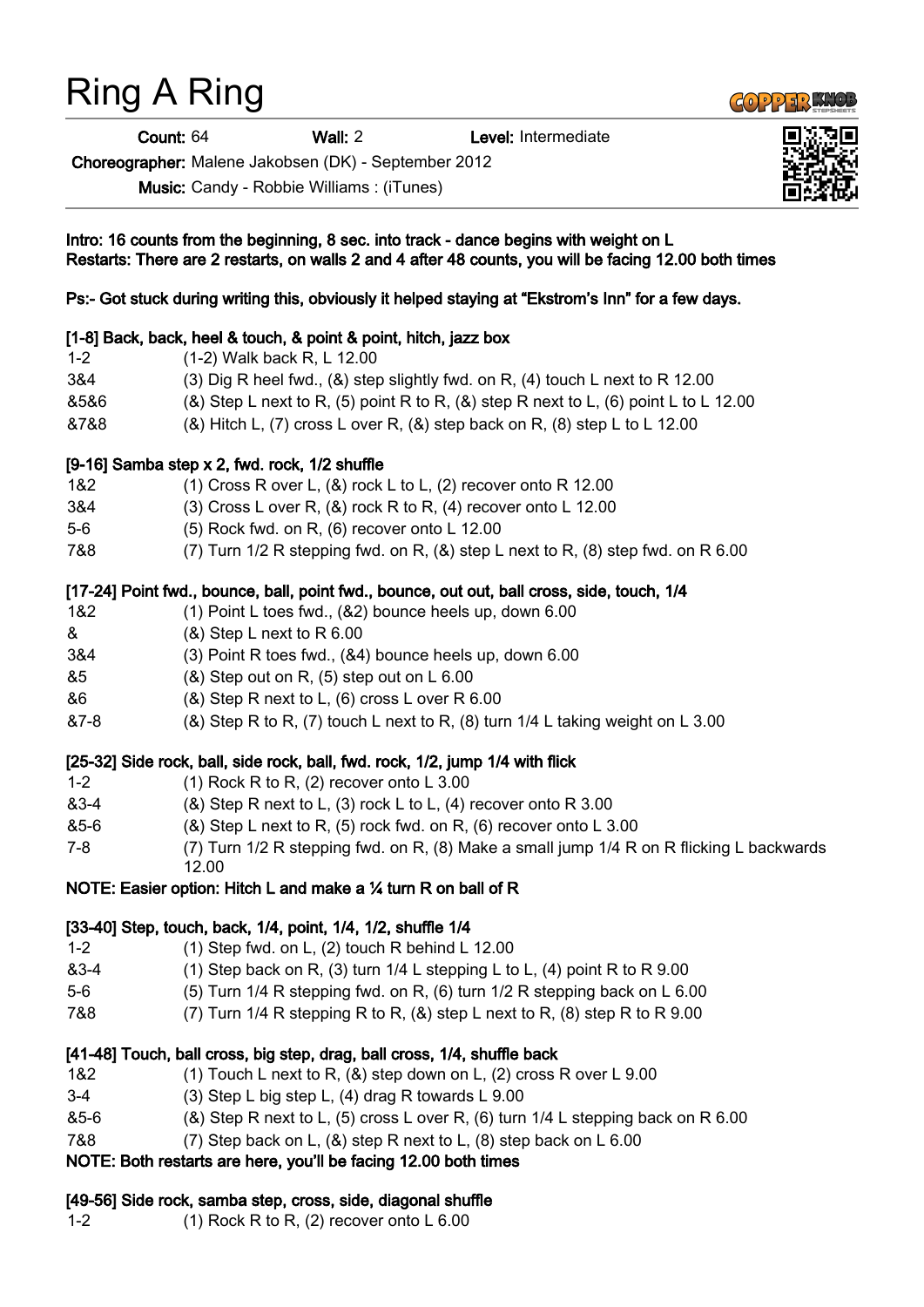# Ring A Ring

**Count:** 64 **Wall:** 2 **Level:** Intermediate

**Choreographer:** Malene Jakobsen (DK) - September 2012

**Music:** Candy - Robbie Williams : (iTunes)

**Intro: 16 counts from the beginning, 8 sec. into track - dance begins with weight on L**
**Restarts: There are 2 restarts, on walls 2 and 4 after 48 counts, you will be facing 12.00 both times**

**Ps:- Got stuck during writing this, obviously it helped staying at "Ekstrom's Inn" for a few days.**

**[1-8] Back, back, heel & touch, & point & point, hitch, jazz box**

| | |
|---|---|
| 1-2 | (1-2) Walk back R, L 12.00 |
| 3&4 | (3) Dig R heel fwd., (&) step slightly fwd. on R, (4) touch L next to R 12.00 |
| &5&6 | (&) Step L next to R, (5) point R to R, (&) step R next to L, (6) point L to L 12.00 |
| &7&8 | (&) Hitch L, (7) cross L over R, (&) step back on R, (8) step L to L 12.00 |

**[9-16] Samba step x 2, fwd. rock, 1/2 shuffle**

| | |
|---|---|
| 1&2 | (1) Cross R over L, (&) rock L to L, (2) recover onto R 12.00 |
| 3&4 | (3) Cross L over R, (&) rock R to R, (4) recover onto L 12.00 |
| 5-6 | (5) Rock fwd. on R, (6) recover onto L 12.00 |
| 7&8 | (7) Turn 1/2 R stepping fwd. on R, (&) step L next to R, (8) step fwd. on R 6.00 |

**[17-24] Point fwd., bounce, ball, point fwd., bounce, out out, ball cross, side, touch, 1/4**

| | |
|---|---|
| 1&2 | (1) Point L toes fwd., (&2) bounce heels up, down 6.00 |
| & | (&) Step L next to R 6.00 |
| 3&4 | (3) Point R toes fwd., (&4) bounce heels up, down 6.00 |
| &5 | (&) Step out on R, (5) step out on L 6.00 |
| &6 | (&) Step R next to L, (6) cross L over R 6.00 |
| &7-8 | (&) Step R to R, (7) touch L next to R, (8) turn 1/4 L taking weight on L 3.00 |

**[25-32] Side rock, ball, side rock, ball, fwd. rock, 1/2, jump 1/4 with flick**

| | |
|---|---|
| 1-2 | (1) Rock R to R, (2) recover onto L 3.00 |
| &3-4 | (&) Step R next to L, (3) rock L to L, (4) recover onto R 3.00 |
| &5-6 | (&) Step L next to R, (5) rock fwd. on R, (6) recover onto L 3.00 |
| 7-8 | (7) Turn 1/2 R stepping fwd. on R, (8) Make a small jump 1/4 R on R flicking L backwards 12.00 |

**NOTE: Easier option: Hitch L and make a ¼ turn R on ball of R**

**[33-40] Step, touch, back, 1/4, point, 1/4, 1/2, shuffle 1/4**

| | |
|---|---|
| 1-2 | (1) Step fwd. on L, (2) touch R behind L 12.00 |
| &3-4 | (1) Step back on R, (3) turn 1/4 L stepping L to L, (4) point R to R 9.00 |
| 5-6 | (5) Turn 1/4 R stepping fwd. on R, (6) turn 1/2 R stepping back on L 6.00 |
| 7&8 | (7) Turn 1/4 R stepping R to R, (&) step L next to R, (8) step R to R 9.00 |

**[41-48] Touch, ball cross, big step, drag, ball cross, 1/4, shuffle back**

| | |
|---|---|
| 1&2 | (1) Touch L next to R, (&) step down on L, (2) cross R over L 9.00 |
| 3-4 | (3) Step L big step L, (4) drag R towards L 9.00 |
| &5-6 | (&) Step R next to L, (5) cross L over R, (6) turn 1/4 L stepping back on R 6.00 |
| 7&8 | (7) Step back on L, (&) step R next to L, (8) step back on L 6.00 |

**NOTE: Both restarts are here, you'll be facing 12.00 both times**

**[49-56] Side rock, samba step, cross, side, diagonal shuffle**

| | |
|---|---|
| 1-2 | (1) Rock R to R, (2) recover onto L 6.00 |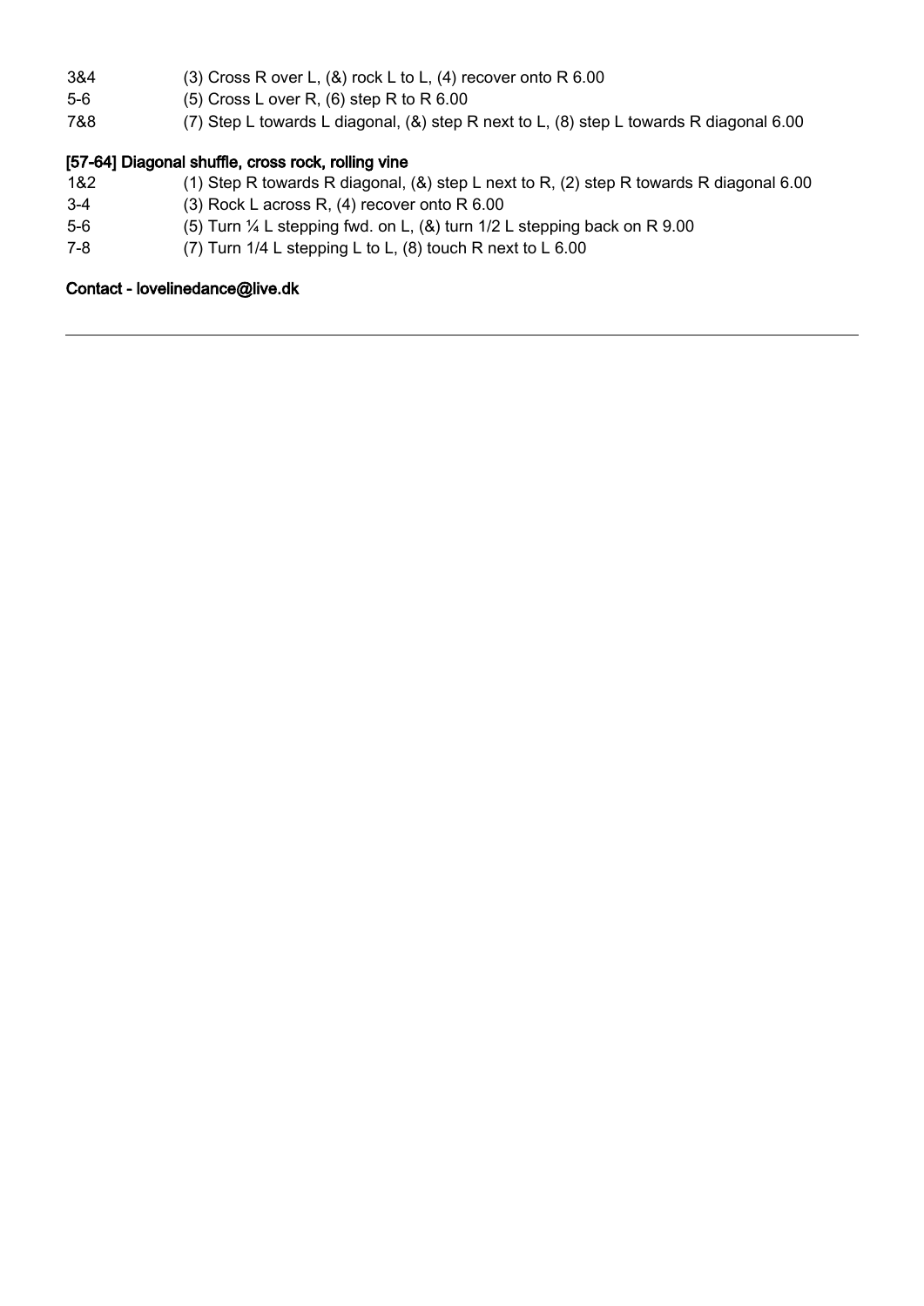3&4 (3) Cross R over L, (&) rock L to L, (4) recover onto R 6.00
5-6 (5) Cross L over R, (6) step R to R 6.00
7&8 (7) Step L towards L diagonal, (&) step R next to L, (8) step L towards R diagonal 6.00

### [57-64] Diagonal shuffle, cross rock, rolling vine

1&2 (1) Step R towards R diagonal, (&) step L next to R, (2) step R towards R diagonal 6.00
3-4 (3) Rock L across R, (4) recover onto R 6.00
5-6 (5) Turn ¼ L stepping fwd. on L, (&) turn 1/2 L stepping back on R 9.00
7-8 (7) Turn 1/4 L stepping L to L, (8) touch R next to L 6.00

Contact - lovelinedance@live.dk

---